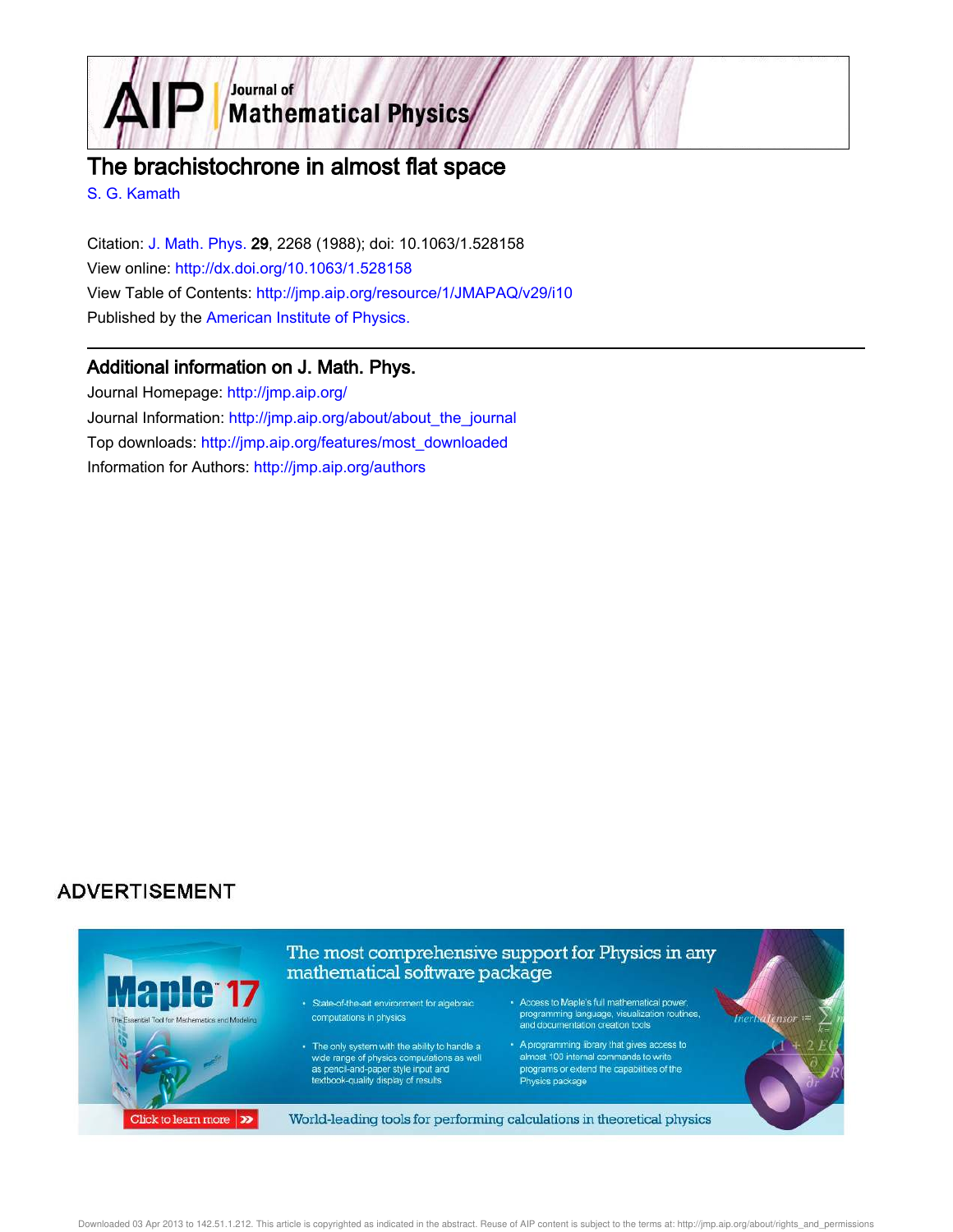# The brachistochrone in almost flat space

S. G. Kamath

Citation: J. Math. Phys. **29**, 2268 (1988); doi: 10.1063/1.528158

View online: http://dx.doi.org/10.1063/1.528158

View Table of Contents: http://jmp.aip.org/resource/1/JMAPAQ/v29/i10

Published by the American Institute of Physics.

## Additional information on J. Math. Phys.

Journal Homepage: http://jmp.aip.org/

Journal Information: http://jmp.aip.org/about/about_the_journal

Top downloads: http://jmp.aip.org/features/most_downloaded

Information for Authors: http://jmp.aip.org/authors

ADVERTISEMENT

Downloaded 03 Apr 2013 to 142.51.1.212. This article is copyrighted as indicated in the abstract. Reuse of AIP content is subject to the terms at: http://jmp.aip.org/about/rights_and_permissions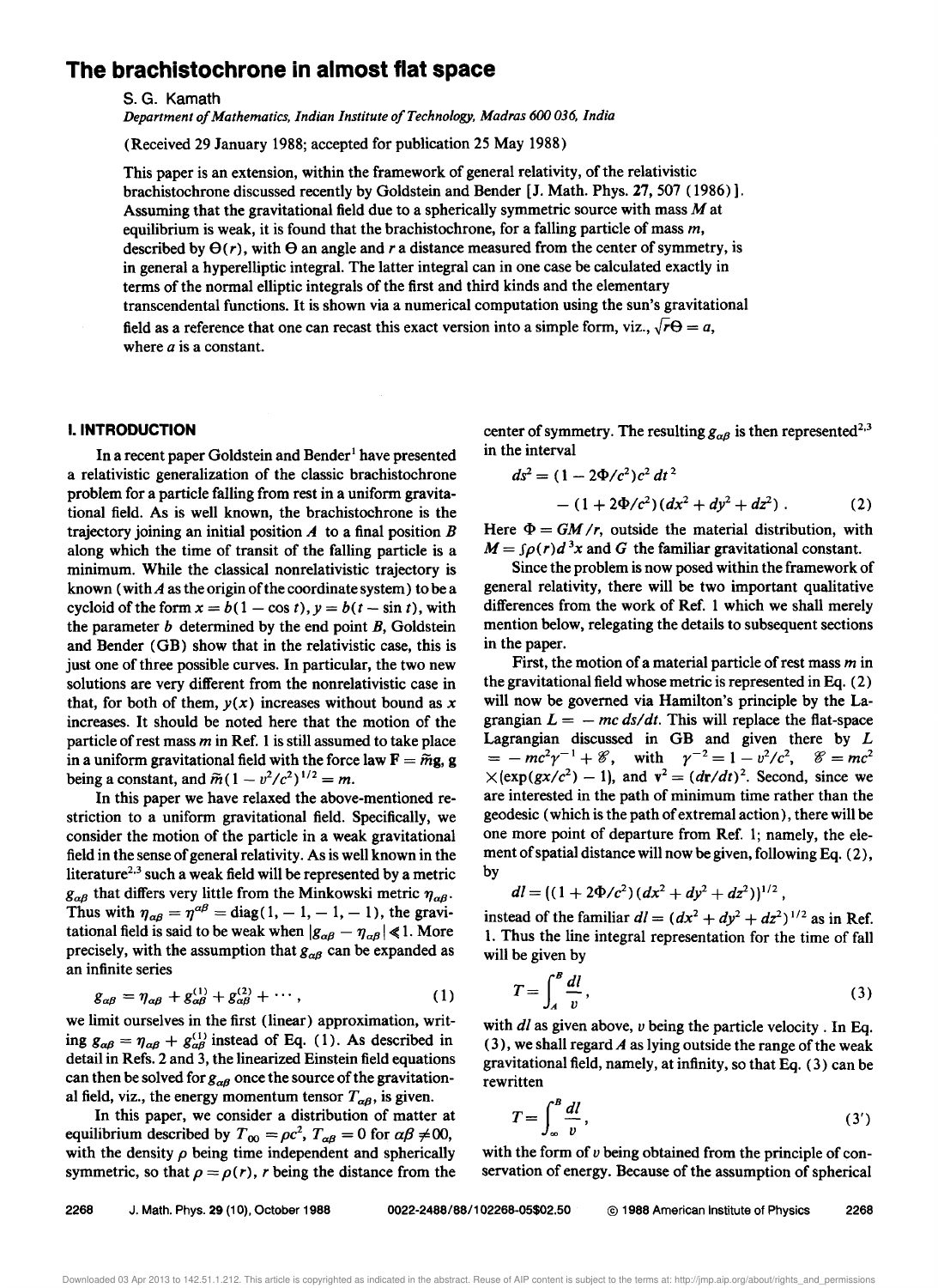# The brachistochrone in almost flat space

S. G. Kamath

*Department of Mathematics, Indian Institute of Technology, Madras 600 036, India*

(Received 29 January 1988; accepted for publication 25 May 1988)

This paper is an extension, within the framework of general relativity, of the relativistic brachistochrone discussed recently by Goldstein and Bender [J. Math. Phys. **27**, 507 (1986)]. Assuming that the gravitational field due to a spherically symmetric source with mass $M$ at equilibrium is weak, it is found that the brachistochrone, for a falling particle of mass $m$, described by $\Theta(r)$, with $\Theta$ an angle and $r$ a distance measured from the center of symmetry, is in general a hyperelliptic integral. The latter integral can in one case be calculated exactly in terms of the normal elliptic integrals of the first and third kinds and the elementary transcendental functions. It is shown via a numerical computation using the sun's gravitational field as a reference that one can recast this exact version into a simple form, viz., $\sqrt{r}\Theta = a$, where $a$ is a constant.

## I. INTRODUCTION

In a recent paper Goldstein and Bender[1] have presented a relativistic generalization of the classic brachistochrone problem for a particle falling from rest in a uniform gravitational field. As is well known, the brachistochrone is the trajectory joining an initial position $A$ to a final position $B$ along which the time of transit of the falling particle is a minimum. While the classical nonrelativistic trajectory is known (with $A$ as the origin of the coordinate system) to be a cycloid of the form $x = b(1 - \cos t)$, $y = b(t - \sin t)$, with the parameter $b$ determined by the end point $B$, Goldstein and Bender (GB) show that in the relativistic case, this is just one of three possible curves. In particular, the two new solutions are very different from the nonrelativistic case in that, for both of them, $y(x)$ increases without bound as $x$ increases. It should be noted here that the motion of the particle of rest mass $m$ in Ref. 1 is still assumed to take place in a uniform gravitational field with the force law $\mathbf{F} = \tilde{m}\mathbf{g}$, $\mathbf{g}$ being a constant, and $\tilde{m}(1 - v^2/c^2)^{1/2} = m$.

In this paper we have relaxed the above-mentioned restriction to a uniform gravitational field. Specifically, we consider the motion of the particle in a weak gravitational field in the sense of general relativity. As is well known in the literature[2,3] such a weak field will be represented by a metric $g_{\alpha\beta}$ that differs very little from the Minkowski metric $\eta_{\alpha\beta}$. Thus with $\eta_{\alpha\beta} = \eta^{\alpha\beta} = \text{diag}(1, -1, -1, -1)$, the gravitational field is said to be weak when $|g_{\alpha\beta} - \eta_{\alpha\beta}| \ll 1$. More precisely, with the assumption that $g_{\alpha\beta}$ can be expanded as an infinite series

$$g_{\alpha\beta} = \eta_{\alpha\beta} + g^{(1)}_{\alpha\beta} + g^{(2)}_{\alpha\beta} + \cdots, \tag{1}$$

we limit ourselves in the first (linear) approximation, writing $g_{\alpha\beta} = \eta_{\alpha\beta} + g^{(1)}_{\alpha\beta}$ instead of Eq. (1). As described in detail in Refs. 2 and 3, the linearized Einstein field equations can then be solved for $g_{\alpha\beta}$ once the source of the gravitational field, viz., the energy momentum tensor $T_{\alpha\beta}$, is given.

In this paper, we consider a distribution of matter at equilibrium described by $T_{00} = \rho c^2$, $T_{\alpha\beta} = 0$ for $\alpha\beta \neq 00$, with the density $\rho$ being time independent and spherically symmetric, so that $\rho = \rho(r)$, $r$ being the distance from the center of symmetry. The resulting $g_{\alpha\beta}$ is then represented[2,3] in the interval

$$ds^2 = (1 - 2\Phi/c^2)c^2\,dt^2 - (1 + 2\Phi/c^2)(dx^2 + dy^2 + dz^2)\,. \tag{2}$$

Here $\Phi = GM/r$, outside the material distribution, with $M = \int \rho(r)\,d^3x$ and $G$ the familiar gravitational constant.

Since the problem is now posed within the framework of general relativity, there will be two important qualitative differences from the work of Ref. 1 which we shall merely mention below, relegating the details to subsequent sections in the paper.

First, the motion of a material particle of rest mass $m$ in the gravitational field whose metric is represented in Eq. (2) will now be governed via Hamilton's principle by the Lagrangian $L = -mc\,ds/dt$. This will replace the flat-space Lagrangian discussed in GB and given there by $L = -mc^2\gamma^{-1} + \mathscr{E}$, with $\gamma^{-2} = 1 - v^2/c^2$, $\mathscr{E} = mc^2 \times (\exp(gx/c^2) - 1)$, and $\mathbf{v}^2 = (d\mathbf{r}/dt)^2$. Second, since we are interested in the path of minimum time rather than the geodesic (which is the path of extremal action), there will be one more point of departure from Ref. 1; namely, the element of spatial distance will now be given, following Eq. (2), by

$$dl = ((1 + 2\Phi/c^2)(dx^2 + dy^2 + dz^2))^{1/2}\,,$$

instead of the familiar $dl = (dx^2 + dy^2 + dz^2)^{1/2}$ as in Ref. 1. Thus the line integral representation for the time of fall will be given by

$$T = \int_A^B \frac{dl}{v}\,, \tag{3}$$

with $dl$ as given above, $v$ being the particle velocity. In Eq. (3), we shall regard $A$ as lying outside the range of the weak gravitational field, namely, at infinity, so that Eq. (3) can be rewritten

$$T = \int_\infty^B \frac{dl}{v}\,, \tag{3'}$$

with the form of $v$ being obtained from the principle of conservation of energy. Because of the assumption of spherical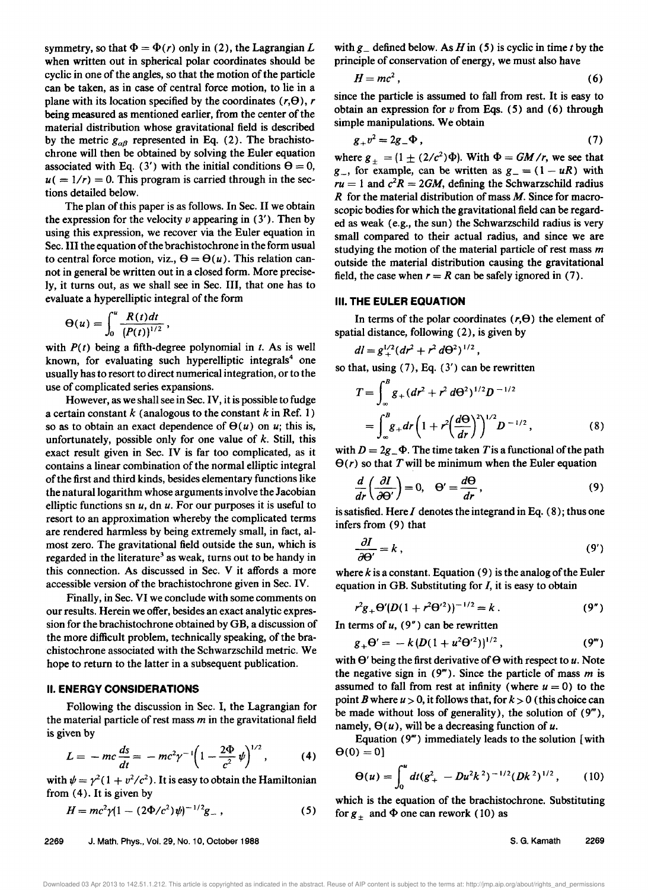symmetry, so that $\Phi = \Phi(r)$ only in (2), the Lagrangian $L$ when written out in spherical polar coordinates should be cyclic in one of the angles, so that the motion of the particle can be taken, as in case of central force motion, to lie in a plane with its location specified by the coordinates $(r,\Theta)$, $r$ being measured as mentioned earlier, from the center of the material distribution whose gravitational field is described by the metric $g_{\alpha\beta}$ represented in Eq. (2). The brachistochrone will then be obtained by solving the Euler equation associated with Eq. (3′) with the initial conditions $\Theta = 0$, $u(=1/r) = 0$. This program is carried through in the sections detailed below.

The plan of this paper is as follows. In Sec. II we obtain the expression for the velocity $v$ appearing in (3′). Then by using this expression, we recover via the Euler equation in Sec. III the equation of the brachistochrone in the form usual to central force motion, viz., $\Theta = \Theta(u)$. This relation cannot in general be written out in a closed form. More precisely, it turns out, as we shall see in Sec. III, that one has to evaluate a hyperelliptic integral of the form

$$\Theta(u) = \int_0^u \frac{R(t)dt}{(P(t))^{1/2}},$$

with $P(t)$ being a fifth-degree polynomial in $t$. As is well known, for evaluating such hyperelliptic integrals[4] one usually has to resort to direct numerical integration, or to the use of complicated series expansions.

However, as we shall see in Sec. IV, it is possible to fudge a certain constant $k$ (analogous to the constant $k$ in Ref. 1) so as to obtain an exact dependence of $\Theta(u)$ on $u$; this is, unfortunately, possible only for one value of $k$. Still, this exact result given in Sec. IV is far too complicated, as it contains a linear combination of the normal elliptic integral of the first and third kinds, besides elementary functions like the natural logarithm whose arguments involve the Jacobian elliptic functions sn $u$, dn $u$. For our purposes it is useful to resort to an approximation whereby the complicated terms are rendered harmless by being extremely small, in fact, almost zero. The gravitational field outside the sun, which is regarded in the literature[3] as weak, turns out to be handy in this connection. As discussed in Sec. V it affords a more accessible version of the brachistochrone given in Sec. IV.

Finally, in Sec. VI we conclude with some comments on our results. Herein we offer, besides an exact analytic expression for the brachistochrone obtained by GB, a discussion of the more difficult problem, technically speaking, of the brachistochrone associated with the Schwarzschild metric. We hope to return to the latter in a subsequent publication.

## II. ENERGY CONSIDERATIONS

Following the discussion in Sec. I, the Lagrangian for the material particle of rest mass $m$ in the gravitational field is given by

$$L = -mc\frac{ds}{dt} = -mc^2\gamma^{-1}\left(1 - \frac{2\Phi}{c^2}\psi\right)^{1/2}, \qquad (4)$$

with $\psi = \gamma^2(1 + v^2/c^2)$. It is easy to obtain the Hamiltonian from (4). It is given by

$$H = mc^2\gamma(1 - (2\Phi/c^2)\psi)^{-1/2}g_-, \qquad (5)$$

with $g_-$ defined below. As $H$ in (5) is cyclic in time $t$ by the principle of conservation of energy, we must also have

$$H = mc^2, \qquad (6)$$

since the particle is assumed to fall from rest. It is easy to obtain an expression for $v$ from Eqs. (5) and (6) through simple manipulations. We obtain

$$g_+v^2 = 2g_-\Phi, \qquad (7)$$

where $g_\pm = (1 \pm (2/c^2)\Phi)$. With $\Phi = GM/r$, we see that $g_-$, for example, can be written as $g_- = (1 - uR)$ with $ru = 1$ and $c^2R = 2GM$, defining the Schwarzschild radius $R$ for the material distribution of mass $M$. Since for macroscopic bodies for which the gravitational field can be regarded as weak (e.g., the sun) the Schwarzschild radius is very small compared to their actual radius, and since we are studying the motion of the material particle of rest mass $m$ outside the material distribution causing the gravitational field, the case when $r = R$ can be safely ignored in (7).

## III. THE EULER EQUATION

In terms of the polar coordinates $(r,\Theta)$ the element of spatial distance, following (2), is given by

$$dl = g_+^{1/2}(dr^2 + r^2\,d\Theta^2)^{1/2},$$

so that, using (7), Eq. (3′) can be rewritten

$$\begin{aligned} T &= \int_\infty^B g_+(dr^2 + r^2\,d\Theta^2)^{1/2}D^{-1/2} \\ &= \int_\infty^B g_+dr\left(1 + r^2\left(\frac{d\Theta}{dr}\right)^2\right)^{1/2}D^{-1/2}, \end{aligned} \qquad (8)$$

with $D = 2g_-\Phi$. The time taken $T$ is a functional of the path $\Theta(r)$ so that $T$ will be minimum when the Euler equation

$$\frac{d}{dr}\left(\frac{\partial I}{\partial \Theta'}\right) = 0, \quad \Theta' = \frac{d\Theta}{dr}, \qquad (9)$$

is satisfied. Here $I$ denotes the integrand in Eq. (8); thus one infers from (9) that

$$\frac{\partial I}{\partial \Theta'} = k, \qquad (9')$$

where $k$ is a constant. Equation (9) is the analog of the Euler equation in GB. Substituting for $I$, it is easy to obtain

$$r^2g_+\Theta'(D(1 + r^2\Theta'^2))^{-1/2} = k. \qquad (9'')$$

In terms of $u$, (9″) can be rewritten

$$g_+\Theta' = -k(D(1 + u^2\Theta'^2))^{1/2}, \qquad (9''')$$

with $\Theta'$ being the first derivative of $\Theta$ with respect to $u$. Note the negative sign in (9‴). Since the particle of mass $m$ is assumed to fall from rest at infinity (where $u = 0$) to the point $B$ where $u > 0$, it follows that, for $k > 0$ (this choice can be made without loss of generality), the solution of (9‴), namely, $\Theta(u)$, will be a decreasing function of $u$.

Equation (9‴) immediately leads to the solution [with $\Theta(0) = 0$]

$$\Theta(u) = \int_0^u dt(g_+^2 - Du^2k^2)^{-1/2}(Dk^2)^{1/2}, \qquad (10)$$

which is the equation of the brachistochrone. Substituting for $g_\pm$ and $\Phi$ one can rework (10) as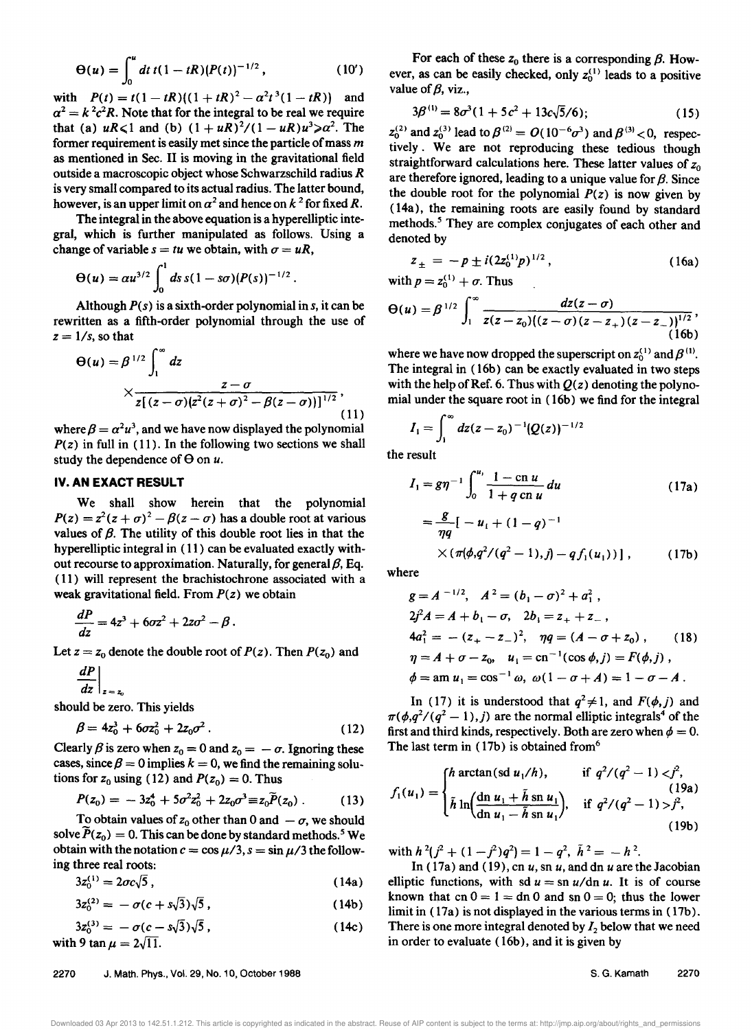$$\Theta(u) = \int_0^u dt\, t(1 - tR)(P(t))^{-1/2}, \tag{10'}$$

with $P(t) = t(1 - tR)((1 + tR)^2 - \alpha^2 t^3(1 - tR))$ and $\alpha^2 = k^2c^2R$. Note that for the integral to be real we require that (a) $uR \leqslant 1$ and (b) $(1 + uR)^2/(1 - uR)u^3 \geqslant \alpha^2$. The former requirement is easily met since the particle of mass $m$ as mentioned in Sec. II is moving in the gravitational field outside a macroscopic object whose Schwarzschild radius $R$ is very small compared to its actual radius. The latter bound, however, is an upper limit on $\alpha^2$ and hence on $k^2$ for fixed $R$.

The integral in the above equation is a hyperelliptic integral, which is further manipulated as follows. Using a change of variable $s = tu$ we obtain, with $\sigma = uR$,

$$\Theta(u) = \alpha u^{3/2} \int_0^1 ds\, s(1 - s\sigma)(P(s))^{-1/2}.$$

Although $P(s)$ is a sixth-order polynomial in $s$, it can be rewritten as a fifth-order polynomial through the use of $z = 1/s$, so that

$$\Theta(u) = \beta^{1/2} \int_1^\infty dz \times \frac{z - \sigma}{z[(z - \sigma)(z^2(z + \sigma)^2 - \beta(z - \sigma))]^{1/2}}, \tag{11}$$

where $\beta = \alpha^2 u^3$, and we have now displayed the polynomial $P(z)$ in full in (11). In the following two sections we shall study the dependence of $\Theta$ on $u$.

## IV. AN EXACT RESULT

We shall show herein that the polynomial $P(z) = z^2(z + \sigma)^2 - \beta(z - \sigma)$ has a double root at various values of $\beta$. The utility of this double root lies in that the hyperelliptic integral in (11) can be evaluated exactly without recourse to approximation. Naturally, for general $\beta$, Eq. (11) will represent the brachistochrone associated with a weak gravitational field. From $P(z)$ we obtain

$$\frac{dP}{dz} = 4z^3 + 6\sigma z^2 + 2z\sigma^2 - \beta.$$

Let $z = z_0$ denote the double root of $P(z)$. Then $P(z_0)$ and

$$\left.\frac{dP}{dz}\right|_{z=z_0}$$

should be zero. This yields

$$\beta = 4z_0^3 + 6\sigma z_0^2 + 2z_0\sigma^2. \tag{12}$$

Clearly $\beta$ is zero when $z_0 = 0$ and $z_0 = -\sigma$. Ignoring these cases, since $\beta = 0$ implies $k = 0$, we find the remaining solutions for $z_0$ using (12) and $P(z_0) = 0$. Thus

$$P(z_0) = -3z_0^4 + 5\sigma^2 z_0^2 + 2z_0\sigma^3 \equiv z_0\tilde{P}(z_0). \tag{13}$$

To obtain values of $z_0$ other than 0 and $-\sigma$, we should solve $\tilde{P}(z_0) = 0$. This can be done by standard methods.[5] We obtain with the notation $c = \cos\mu/3, s = \sin\mu/3$ the following three real roots:

$$3z_0^{(1)} = 2\sigma c\sqrt{5}, \tag{14a}$$

$$3z_0^{(2)} = -\sigma(c + s\sqrt{3})\sqrt{5}, \tag{14b}$$

$$3z_0^{(3)} = -\sigma(c - s\sqrt{3})\sqrt{5}, \tag{14c}$$

with $9\tan\mu = 2\sqrt{11}$.

For each of these $z_0$ there is a corresponding $\beta$. However, as can be easily checked, only $z_0^{(1)}$ leads to a positive value of $\beta$, viz.,

$$3\beta^{(1)} = 8\sigma^3(1 + 5c^2 + 13c\sqrt{5}/6); \tag{15}$$

$z_0^{(2)}$ and $z_0^{(3)}$ lead to $\beta^{(2)} = O(10^{-6}\sigma^3)$ and $\beta^{(3)} < 0$, respectively. We are not reproducing these tedious though straightforward calculations here. These latter values of $z_0$ are therefore ignored, leading to a unique value for $\beta$. Since the double root for the polynomial $P(z)$ is now given by (14a), the remaining roots are easily found by standard methods.[5] They are complex conjugates of each other and denoted by

$$z_\pm = -p \pm i(2z_0^{(1)}p)^{1/2}, \tag{16a}$$

with $p = z_0^{(1)} + \sigma$. Thus

$$\Theta(u) = \beta^{1/2} \int_1^\infty \frac{dz(z - \sigma)}{z(z - z_0)((z - \sigma)(z - z_+)(z - z_-))^{1/2}}, \tag{16b}$$

where we have now dropped the superscript on $z_0^{(1)}$ and $\beta^{(1)}$. The integral in (16b) can be exactly evaluated in two steps with the help of Ref. 6. Thus with $Q(z)$ denoting the polynomial under the square root in (16b) we find for the integral

$$I_1 = \int_1^\infty dz(z - z_0)^{-1}(Q(z))^{-1/2}$$

the result

$$I_1 = g\eta^{-1} \int_0^{u_1} \frac{1 - \text{cn}\, u}{1 + q\,\text{cn}\, u} du \tag{17a}$$

$$= \frac{g}{\eta q}[-u_1 + (1 - q)^{-1} \times (\pi(\phi, q^2/(q^2 - 1), j) - qf_1(u_1))], \tag{17b}$$

where

$$\begin{aligned}
&g = A^{-1/2}, \quad A^2 = (b_1 - \sigma)^2 + a_1^2, \\
&2j^2 A = A + b_1 - \sigma, \quad 2b_1 = z_+ + z_-, \\
&4a_1^2 = -(z_+ - z_-)^2, \quad \eta q = (A - \sigma + z_0), \\
&\eta = A + \sigma - z_0, \quad u_1 = \text{cn}^{-1}(\cos\phi, j) = F(\phi, j), \\
&\phi = \text{am}\, u_1 = \cos^{-1}\omega, \quad \omega(1 - \sigma + A) = 1 - \sigma - A.
\end{aligned} \tag{18}$$

In (17) it is understood that $q^2 \neq 1$, and $F(\phi, j)$ and $\pi(\phi, q^2/(q^2 - 1), j)$ are the normal elliptic integrals[4] of the first and third kinds, respectively. Both are zero when $\phi = 0$. The last term in (17b) is obtained from[6]

$$f_1(u_1) = \begin{cases} h\arctan(\text{sd}\, u_1/h), & \text{if } q^2/(q^2 - 1) < j^2, \quad (19a) \\ \tilde{h}\ln\left(\dfrac{\text{dn}\, u_1 + \tilde{h}\,\text{sn}\, u_1}{\text{dn}\, u_1 - \tilde{h}\,\text{sn}\, u_1}\right), & \text{if } q^2/(q^2 - 1) > j^2, \quad (19b) \end{cases}$$

with $h^2(j^2 + (1 - j^2)q^2) = 1 - q^2$, $\tilde{h}^2 = -h^2$.

In (17a) and (19), cn $u$, sn $u$, and dn $u$ are the Jacobian elliptic functions, with sd $u$ = sn $u$/dn $u$. It is of course known that cn 0 = 1 = dn 0 and sn 0 = 0; thus the lower limit in (17a) is not displayed in the various terms in (17b). There is one more integral denoted by $I_2$ below that we need in order to evaluate (16b), and it is given by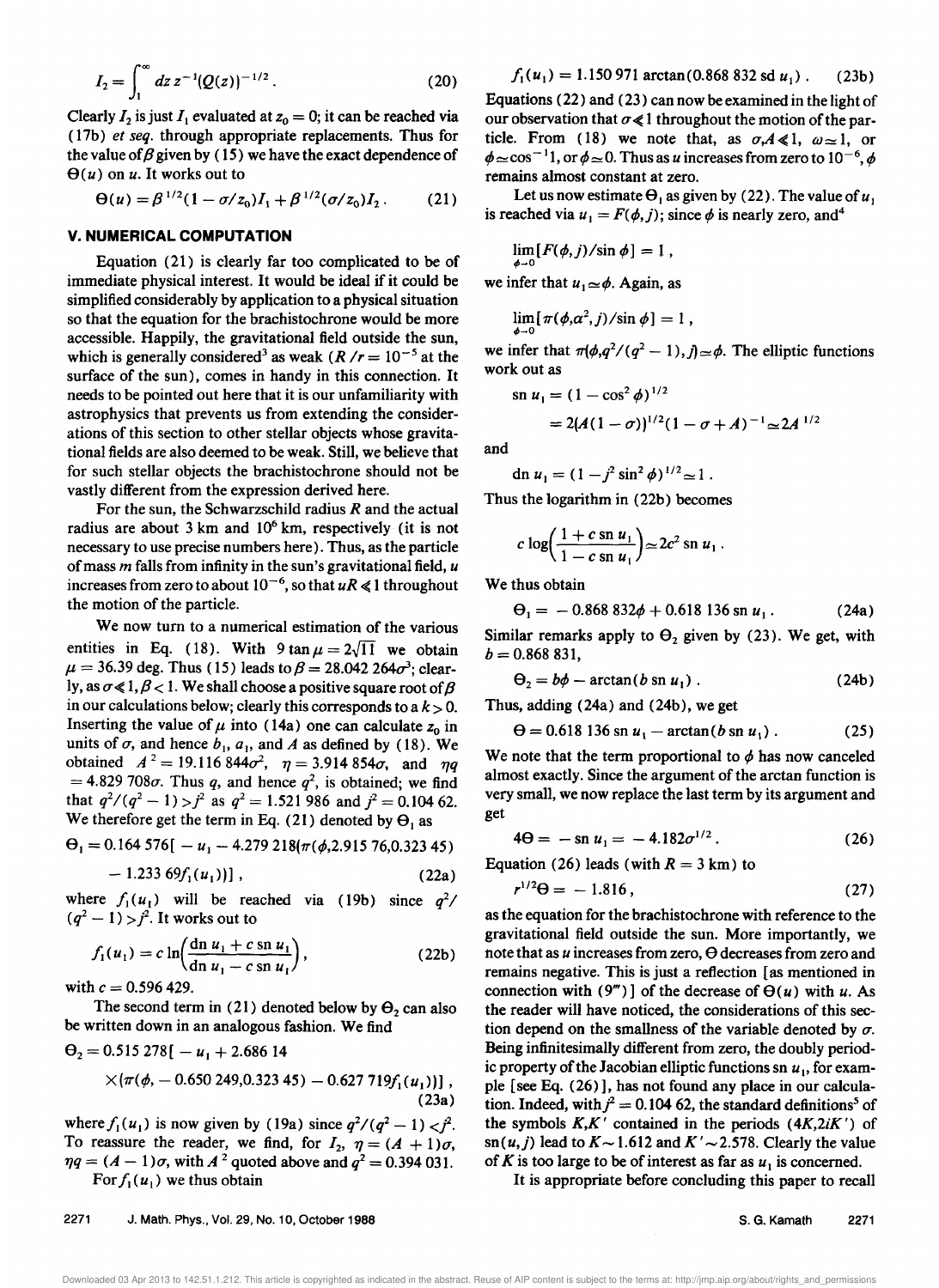$$I_2 = \int_1^\infty dz\, z^{-1}(Q(z))^{-1/2}. \tag{20}$$

Clearly $I_2$ is just $I_1$ evaluated at $z_0 = 0$; it can be reached via (17b) *et seq.* through appropriate replacements. Thus for the value of $\beta$ given by (15) we have the exact dependence of $\Theta(u)$ on $u$. It works out to

$$\Theta(u) = \beta^{1/2}(1 - \sigma/z_0)I_1 + \beta^{1/2}(\sigma/z_0)I_2. \tag{21}$$

## V. NUMERICAL COMPUTATION

Equation (21) is clearly far too complicated to be of immediate physical interest. It would be ideal if it could be simplified considerably by application to a physical situation so that the equation for the brachistochrone would be more accessible. Happily, the gravitational field outside the sun, which is generally considered[3] as weak ($R/r = 10^{-5}$ at the surface of the sun), comes in handy in this connection. It needs to be pointed out here that it is our unfamiliarity with astrophysics that prevents us from extending the considerations of this section to other stellar objects whose gravitational fields are also deemed to be weak. Still, we believe that for such stellar objects the brachistochrone should not be vastly different from the expression derived here.

For the sun, the Schwarzschild radius $R$ and the actual radius are about 3 km and $10^6$ km, respectively (it is not necessary to use precise numbers here). Thus, as the particle of mass $m$ falls from infinity in the sun's gravitational field, $u$ increases from zero to about $10^{-6}$, so that $uR \ll 1$ throughout the motion of the particle.

We now turn to a numerical estimation of the various entities in Eq. (18). With $9 \tan \mu = 2\sqrt{11}$ we obtain $\mu = 36.39$ deg. Thus (15) leads to $\beta = 28.042\,264\sigma^3$; clearly, as $\sigma \ll 1, \beta < 1$. We shall choose a positive square root of $\beta$ in our calculations below; clearly this corresponds to a $k > 0$. Inserting the value of $\mu$ into (14a) one can calculate $z_0$ in units of $\sigma$, and hence $b_1$, $a_1$, and $A$ as defined by (18). We obtained $A^2 = 19.116\,844\sigma^2$, $\eta = 3.914\,854\sigma$, and $\eta q = 4.829\,708\sigma$. Thus $q$, and hence $q^2$, is obtained; we find that $q^2/(q^2-1) > j^2$ as $q^2 = 1.521\,986$ and $j^2 = 0.104\,62$. We therefore get the term in Eq. (21) denoted by $\Theta_1$ as

$$\Theta_1 = 0.164\,576[-u_1 - 4.279\,218(\pi(\phi, 2.915\,76, 0.323\,45) - 1.233\,69 f_1(u_1))], \tag{22a}$$

where $f_1(u_1)$ will be reached via (19b) since $q^2/(q^2-1) > j^2$. It works out to

$$f_1(u_1) = c \ln\left(\frac{\text{dn}\, u_1 + c\, \text{sn}\, u_1}{\text{dn}\, u_1 - c\, \text{sn}\, u_1}\right), \tag{22b}$$

with $c = 0.596\,429$.

The second term in (21) denoted below by $\Theta_2$ can also be written down in an analogous fashion. We find

$$\Theta_2 = 0.515\,278[-u_1 + 2.686\,14 \times (\pi(\phi, -0.650\,249, 0.323\,45) - 0.627\,719 f_1(u_1))], \tag{23a}$$

where $f_1(u_1)$ is now given by (19a) since $q^2/(q^2-1) < j^2$. To reassure the reader, we find, for $I_2$, $\eta = (A+1)\sigma$, $\eta q = (A-1)\sigma$, with $A^2$ quoted above and $q^2 = 0.394\,031$.

For $f_1(u_1)$ we thus obtain

$$f_1(u_1) = 1.150\,971 \arctan(0.868\,832\, \text{sd}\, u_1). \tag{23b}$$

Equations (22) and (23) can now be examined in the light of our observation that $\sigma \ll 1$ throughout the motion of the particle. From (18) we note that, as $\sigma, A \ll 1$, $\omega \simeq 1$, or $\phi \simeq \cos^{-1} 1$, or $\phi \simeq 0$. Thus as $u$ increases from zero to $10^{-6}$, $\phi$ remains almost constant at zero.

Let us now estimate $\Theta_1$ as given by (22). The value of $u_1$ is reached via $u_1 = F(\phi, j)$; since $\phi$ is nearly zero, and[4]

$$\lim_{\phi \to 0}[F(\phi, j)/\sin \phi] = 1,$$

we infer that $u_1 \simeq \phi$. Again, as

$$\lim_{\phi \to 0}[\pi(\phi, \alpha^2, j)/\sin \phi] = 1,$$

we infer that $\pi(\phi, q^2/(q^2-1), j) \simeq \phi$. The elliptic functions work out as

$$\text{sn}\, u_1 = (1 - \cos^2 \phi)^{1/2} = 2(A(1-\sigma))^{1/2}(1 - \sigma + A)^{-1} \simeq 2A^{1/2}$$

and

$$\text{dn}\, u_1 = (1 - j^2 \sin^2 \phi)^{1/2} \simeq 1.$$

Thus the logarithm in (22b) becomes

$$c \log\left(\frac{1 + c\, \text{sn}\, u_1}{1 - c\, \text{sn}\, u_1}\right) \simeq 2c^2\, \text{sn}\, u_1.$$

We thus obtain

$$\Theta_1 = -0.868\,832\phi + 0.618\,136\, \text{sn}\, u_1. \tag{24a}$$

Similar remarks apply to $\Theta_2$ given by (23). We get, with $b = 0.868\,831$,

$$\Theta_2 = b\phi - \arctan(b\, \text{sn}\, u_1). \tag{24b}$$

Thus, adding (24a) and (24b), we get

$$\Theta = 0.618\,136\, \text{sn}\, u_1 - \arctan(b\, \text{sn}\, u_1). \tag{25}$$

We note that the term proportional to $\phi$ has now canceled almost exactly. Since the argument of the arctan function is very small, we now replace the last term by its argument and get

$$4\Theta = -\text{sn}\, u_1 = -4.182\sigma^{1/2}. \tag{26}$$

Equation (26) leads (with $R = 3$ km) to

$$r^{1/2}\Theta = -1.816, \tag{27}$$

as the equation for the brachistochrone with reference to the gravitational field outside the sun. More importantly, we note that as $u$ increases from zero, $\Theta$ decreases from zero and remains negative. This is just a reflection [as mentioned in connection with (9''')] of the decrease of $\Theta(u)$ with $u$. As the reader will have noticed, the considerations of this section depend on the smallness of the variable denoted by $\sigma$. Being infinitesimally different from zero, the doubly periodic property of the Jacobian elliptic functions $\text{sn}\, u_1$, for example [see Eq. (26)], has not found any place in our calculation. Indeed, with $j^2 = 0.104\,62$, the standard definitions[5] of the symbols $K, K'$ contained in the periods $(4K, 2iK')$ of $\text{sn}(u, j)$ lead to $K \sim 1.612$ and $K' \sim 2.578$. Clearly the value of $K$ is too large to be of interest as far as $u_1$ is concerned.

It is appropriate before concluding this paper to recall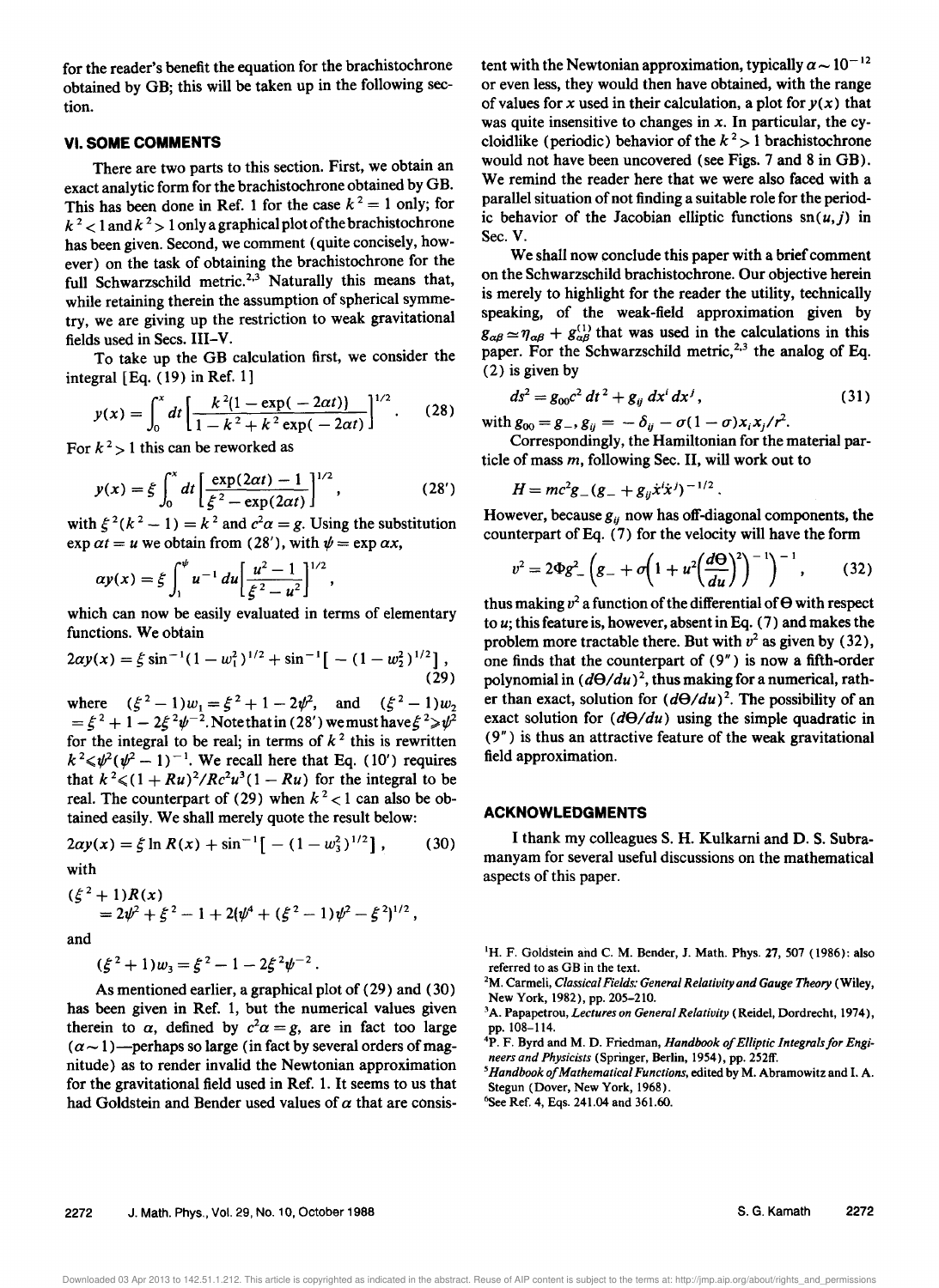for the reader's benefit the equation for the brachistochrone obtained by GB; this will be taken up in the following section.

## VI. SOME COMMENTS

There are two parts to this section. First, we obtain an exact analytic form for the brachistochrone obtained by GB. This has been done in Ref. 1 for the case $k^2 = 1$ only; for $k^2 < 1$ and $k^2 > 1$ only a graphical plot of the brachistochrone has been given. Second, we comment (quite concisely, however) on the task of obtaining the brachistochrone for the full Schwarzschild metric.[2,3] Naturally this means that, while retaining therein the assumption of spherical symmetry, we are giving up the restriction to weak gravitational fields used in Secs. III–V.

To take up the GB calculation first, we consider the integral [Eq. (19) in Ref. 1]

$$y(x) = \int_0^x dt \left[ \frac{k^2(1 - \exp(-2\alpha t))}{1 - k^2 + k^2 \exp(-2\alpha t)} \right]^{1/2}. \quad (28)$$

For $k^2 > 1$ this can be reworked as

$$y(x) = \xi \int_0^x dt \left[ \frac{\exp(2\alpha t) - 1}{\xi^2 - \exp(2\alpha t)} \right]^{1/2}, \quad (28')$$

with $\xi^2(k^2 - 1) = k^2$ and $c^2\alpha = g$. Using the substitution $\exp \alpha t = u$ we obtain from (28′), with $\psi = \exp \alpha x$,

$$\alpha y(x) = \xi \int_1^\psi u^{-1} du \left[ \frac{u^2 - 1}{\xi^2 - u^2} \right]^{1/2},$$

which can now be easily evaluated in terms of elementary functions. We obtain

$$2\alpha y(x) = \xi \sin^{-1}(1 - w_1^2)^{1/2} + \sin^{-1}[-(1 - w_2^2)^{1/2}], \quad (29)$$

where $(\xi^2 - 1)w_1 = \xi^2 + 1 - 2\psi^2$, and $(\xi^2 - 1)w_2 = \xi^2 + 1 - 2\xi^2\psi^{-2}$. Note that in (28′) we must have $\xi^2 \geqslant \psi^2$ for the integral to be real; in terms of $k^2$ this is rewritten $k^2 \leqslant \psi^2(\psi^2 - 1)^{-1}$. We recall here that Eq. (10′) requires that $k^2 \leqslant (1 + Ru)^2/Rc^2u^3(1 - Ru)$ for the integral to be real. The counterpart of (29) when $k^2 < 1$ can also be obtained easily. We shall merely quote the result below:

$$2\alpha y(x) = \xi \ln R(x) + \sin^{-1}[-(1 - w_3^2)^{1/2}], \quad (30)$$

with

$$(\xi^2 + 1)R(x) = 2\psi^2 + \xi^2 - 1 + 2(\psi^4 + (\xi^2 - 1)\psi^2 - \xi^2)^{1/2},$$

and

$$(\xi^2 + 1)w_3 = \xi^2 - 1 - 2\xi^2\psi^{-2}.$$

As mentioned earlier, a graphical plot of (29) and (30) has been given in Ref. 1, but the numerical values given therein to $\alpha$, defined by $c^2\alpha = g$, are in fact too large ($\alpha \sim 1$)—perhaps so large (in fact by several orders of magnitude) as to render invalid the Newtonian approximation for the gravitational field used in Ref. 1. It seems to us that had Goldstein and Bender used values of $\alpha$ that are consistent with the Newtonian approximation, typically $\alpha \sim 10^{-12}$ or even less, they would then have obtained, with the range of values for $x$ used in their calculation, a plot for $y(x)$ that was quite insensitive to changes in $x$. In particular, the cycloidlike (periodic) behavior of the $k^2 > 1$ brachistochrone would not have been uncovered (see Figs. 7 and 8 in GB). We remind the reader here that we were also faced with a parallel situation of not finding a suitable role for the periodic behavior of the Jacobian elliptic functions $\mathrm{sn}(u,j)$ in Sec. V.

We shall now conclude this paper with a brief comment on the Schwarzschild brachistochrone. Our objective herein is merely to highlight for the reader the utility, technically speaking, of the weak-field approximation given by $g_{\alpha\beta} \simeq \eta_{\alpha\beta} + g^{(1)}_{\alpha\beta}$ that was used in the calculations in this paper. For the Schwarzschild metric,[2,3] the analog of Eq. (2) is given by

$$ds^2 = g_{00}c^2\,dt^2 + g_{ij}\,dx^i\,dx^j, \quad (31)$$

with $g_{00} = g_-$, $g_{ij} = -\delta_{ij} - \sigma(1 - \sigma)x_i x_j/r^2$.

Correspondingly, the Hamiltonian for the material particle of mass $m$, following Sec. II, will work out to

$$H = mc^2 g_-(g_- + g_{ij}\dot{x}^i\dot{x}^j)^{-1/2}.$$

However, because $g_{ij}$ now has off-diagonal components, the counterpart of Eq. (7) for the velocity will have the form

$$v^2 = 2\Phi g_-^2 \left( g_- + \sigma \left( 1 + u^2 \left( \frac{d\Theta}{du} \right)^2 \right)^{-1} \right)^{-1}, \quad (32)$$

thus making $v^2$ a function of the differential of $\Theta$ with respect to $u$; this feature is, however, absent in Eq. (7) and makes the problem more tractable there. But with $v^2$ as given by (32), one finds that the counterpart of (9″) is now a fifth-order polynomial in $(d\Theta/du)^2$, thus making for a numerical, rather than exact, solution for $(d\Theta/du)^2$. The possibility of an exact solution for $(d\Theta/du)$ using the simple quadratic in (9″) is thus an attractive feature of the weak gravitational field approximation.

## ACKNOWLEDGMENTS

I thank my colleagues S. H. Kulkarni and D. S. Subramanyam for several useful discussions on the mathematical aspects of this paper.

[1]H. F. Goldstein and C. M. Bender, J. Math. Phys. **27**, 507 (1986): also referred to as GB in the text.

[2]M. Carmeli, *Classical Fields: General Relativity and Gauge Theory* (Wiley, New York, 1982), pp. 205–210.

[3]A. Papapetrou, *Lectures on General Relativity* (Reidel, Dordrecht, 1974), pp. 108–114.

[4]P. F. Byrd and M. D. Friedman, *Handbook of Elliptic Integrals for Engineers and Physicists* (Springer, Berlin, 1954), pp. 252ff.

[5]*Handbook of Mathematical Functions*, edited by M. Abramowitz and I. A. Stegun (Dover, New York, 1968).

[6]See Ref. 4, Eqs. 241.04 and 361.60.